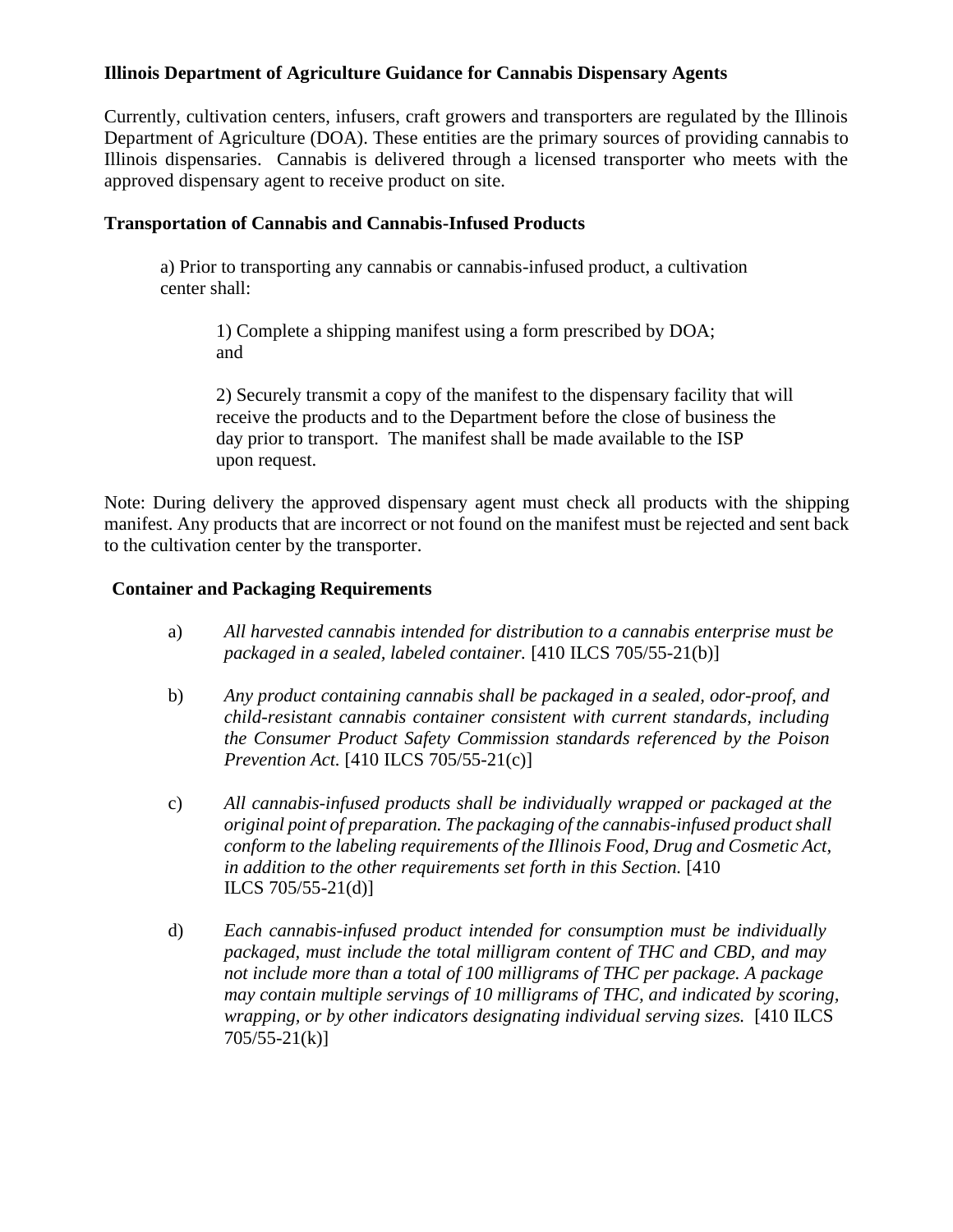**Illinois Department of Agriculture Guidance for Cannabis Dispensary Agents**

Currently, cultivation centers, infusers, craft growers and transporters are regulated by the Illinois Department of Agriculture (DOA). These entities are the primary sources of providing cannabis to Illinois dispensaries. Cannabis is delivered through a licensed transporter who meets with the approved dispensary agent to receive product on site.

**Transportation of Cannabis and Cannabis-Infused Products**

a) Prior to transporting any cannabis or cannabis-infused product, a cultivation center shall:

1) Complete a shipping manifest using a form prescribed by DOA; and

2) Securely transmit a copy of the manifest to the dispensary facility that will receive the products and to the Department before the close of business the day prior to transport. The manifest shall be made available to the ISP upon request.

Note: During delivery the approved dispensary agent must check all products with the shipping manifest. Any products that are incorrect or not found on the manifest must be rejected and sent back to the cultivation center by the transporter.

**Container and Packaging Requirements**

a) *All harvested cannabis intended for distribution to a cannabis enterprise must be packaged in a sealed, labeled container.* [410 ILCS 705/55-21(b)]

b) *Any product containing cannabis shall be packaged in a sealed, odor-proof, and child-resistant cannabis container consistent with current standards, including the Consumer Product Safety Commission standards referenced by the Poison Prevention Act.* [410 ILCS 705/55-21(c)]

c) *All cannabis-infused products shall be individually wrapped or packaged at the original point of preparation. The packaging of the cannabis-infused product shall conform to the labeling requirements of the Illinois Food, Drug and Cosmetic Act, in addition to the other requirements set forth in this Section.* [410 ILCS 705/55-21(d)]

d) *Each cannabis-infused product intended for consumption must be individually packaged, must include the total milligram content of THC and CBD, and may not include more than a total of 100 milligrams of THC per package. A package may contain multiple servings of 10 milligrams of THC, and indicated by scoring, wrapping, or by other indicators designating individual serving sizes.* [410 ILCS 705/55-21(k)]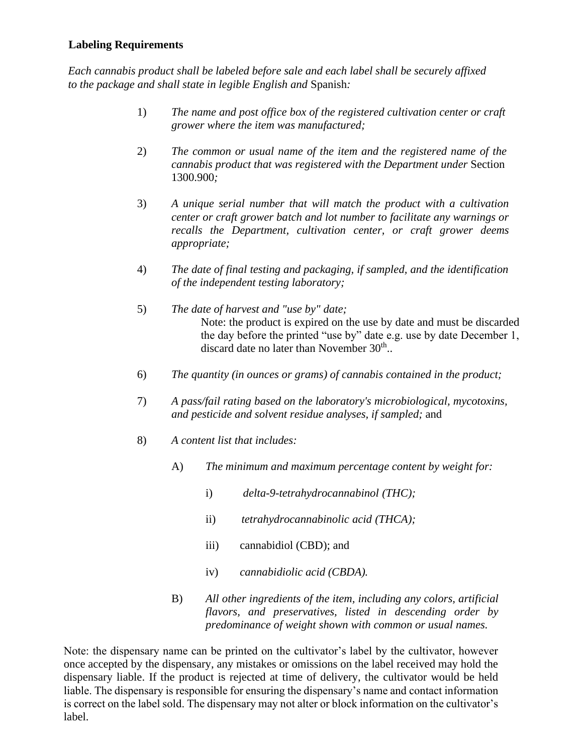**Labeling Requirements**

*Each cannabis product shall be labeled before sale and each label shall be securely affixed to the package and shall state in legible English and* Spanish*:*

1) *The name and post office box of the registered cultivation center or craft grower where the item was manufactured;*

2) *The common or usual name of the item and the registered name of the cannabis product that was registered with the Department under* Section 1300.900*;*

3) *A unique serial number that will match the product with a cultivation center or craft grower batch and lot number to facilitate any warnings or recalls the Department, cultivation center, or craft grower deems appropriate;*

4) *The date of final testing and packaging, if sampled, and the identification of the independent testing laboratory;*

5) *The date of harvest and "use by" date;*
   Note: the product is expired on the use by date and must be discarded the day before the printed "use by" date e.g. use by date December 1, discard date no later than November 30th..

6) *The quantity (in ounces or grams) of cannabis contained in the product;*

7) *A pass/fail rating based on the laboratory's microbiological, mycotoxins, and pesticide and solvent residue analyses, if sampled;* and

8) *A content list that includes:*

   A) *The minimum and maximum percentage content by weight for:*

      i) *delta-9-tetrahydrocannabinol (THC);*

      ii) *tetrahydrocannabinolic acid (THCA);*

      iii) cannabidiol (CBD); and

      iv) *cannabidiolic acid (CBDA).*

   B) *All other ingredients of the item, including any colors, artificial flavors, and preservatives, listed in descending order by predominance of weight shown with common or usual names.*

Note: the dispensary name can be printed on the cultivator's label by the cultivator, however once accepted by the dispensary, any mistakes or omissions on the label received may hold the dispensary liable. If the product is rejected at time of delivery, the cultivator would be held liable. The dispensary is responsible for ensuring the dispensary's name and contact information is correct on the label sold. The dispensary may not alter or block information on the cultivator's label.